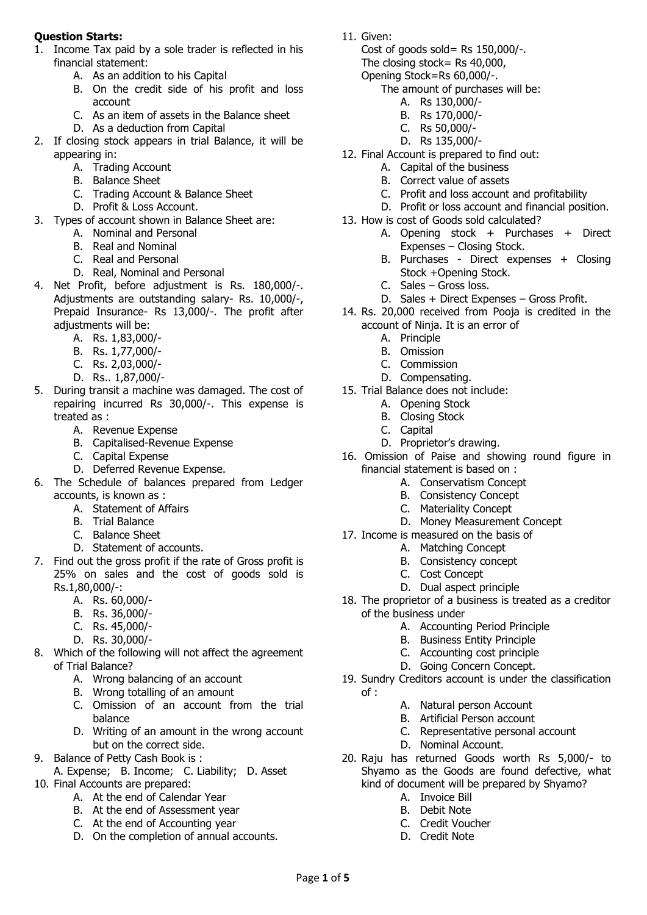**Question Starts:**

1. Income Tax paid by a sole trader is reflected in his financial statement:
   - A. As an addition to his Capital
   - B. On the credit side of his profit and loss account
   - C. As an item of assets in the Balance sheet
   - D. As a deduction from Capital
2. If closing stock appears in trial Balance, it will be appearing in:
   - A. Trading Account
   - B. Balance Sheet
   - C. Trading Account & Balance Sheet
   - D. Profit & Loss Account.
3. Types of account shown in Balance Sheet are:
   - A. Nominal and Personal
   - B. Real and Nominal
   - C. Real and Personal
   - D. Real, Nominal and Personal
4. Net Profit, before adjustment is Rs. 180,000/-. Adjustments are outstanding salary- Rs. 10,000/-, Prepaid Insurance- Rs 13,000/-. The profit after adjustments will be:
   - A. Rs. 1,83,000/-
   - B. Rs. 1,77,000/-
   - C. Rs. 2,03,000/-
   - D. Rs.. 1,87,000/-
5. During transit a machine was damaged. The cost of repairing incurred Rs 30,000/-. This expense is treated as :
   - A. Revenue Expense
   - B. Capitalised-Revenue Expense
   - C. Capital Expense
   - D. Deferred Revenue Expense.
6. The Schedule of balances prepared from Ledger accounts, is known as :
   - A. Statement of Affairs
   - B. Trial Balance
   - C. Balance Sheet
   - D. Statement of accounts.
7. Find out the gross profit if the rate of Gross profit is 25% on sales and the cost of goods sold is Rs.1,80,000/-:
   - A. Rs. 60,000/-
   - B. Rs. 36,000/-
   - C. Rs. 45,000/-
   - D. Rs. 30,000/-
8. Which of the following will not affect the agreement of Trial Balance?
   - A. Wrong balancing of an account
   - B. Wrong totalling of an amount
   - C. Omission of an account from the trial balance
   - D. Writing of an amount in the wrong account but on the correct side.
9. Balance of Petty Cash Book is :
   A. Expense; B. Income; C. Liability; D. Asset
10. Final Accounts are prepared:
    - A. At the end of Calendar Year
    - B. At the end of Assessment year
    - C. At the end of Accounting year
    - D. On the completion of annual accounts.
11. Given:
    Cost of goods sold= Rs 150,000/-.
    The closing stock= Rs 40,000,
    Opening Stock=Rs 60,000/-.
    The amount of purchases will be:
    - A. Rs 130,000/-
    - B. Rs 170,000/-
    - C. Rs 50,000/-
    - D. Rs 135,000/-
12. Final Account is prepared to find out:
    - A. Capital of the business
    - B. Correct value of assets
    - C. Profit and loss account and profitability
    - D. Profit or loss account and financial position.
13. How is cost of Goods sold calculated?
    - A. Opening stock + Purchases + Direct Expenses – Closing Stock.
    - B. Purchases - Direct expenses + Closing Stock +Opening Stock.
    - C. Sales – Gross loss.
    - D. Sales + Direct Expenses – Gross Profit.
14. Rs. 20,000 received from Pooja is credited in the account of Ninja. It is an error of
    - A. Principle
    - B. Omission
    - C. Commission
    - D. Compensating.
15. Trial Balance does not include:
    - A. Opening Stock
    - B. Closing Stock
    - C. Capital
    - D. Proprietor's drawing.
16. Omission of Paise and showing round figure in financial statement is based on :
    - A. Conservatism Concept
    - B. Consistency Concept
    - C. Materiality Concept
    - D. Money Measurement Concept
17. Income is measured on the basis of
    - A. Matching Concept
    - B. Consistency concept
    - C. Cost Concept
    - D. Dual aspect principle
18. The proprietor of a business is treated as a creditor of the business under
    - A. Accounting Period Principle
    - B. Business Entity Principle
    - C. Accounting cost principle
    - D. Going Concern Concept.
19. Sundry Creditors account is under the classification of :
    - A. Natural person Account
    - B. Artificial Person account
    - C. Representative personal account
    - D. Nominal Account.
20. Raju has returned Goods worth Rs 5,000/- to Shyamo as the Goods are found defective, what kind of document will be prepared by Shyamo?
    - A. Invoice Bill
    - B. Debit Note
    - C. Credit Voucher
    - D. Credit Note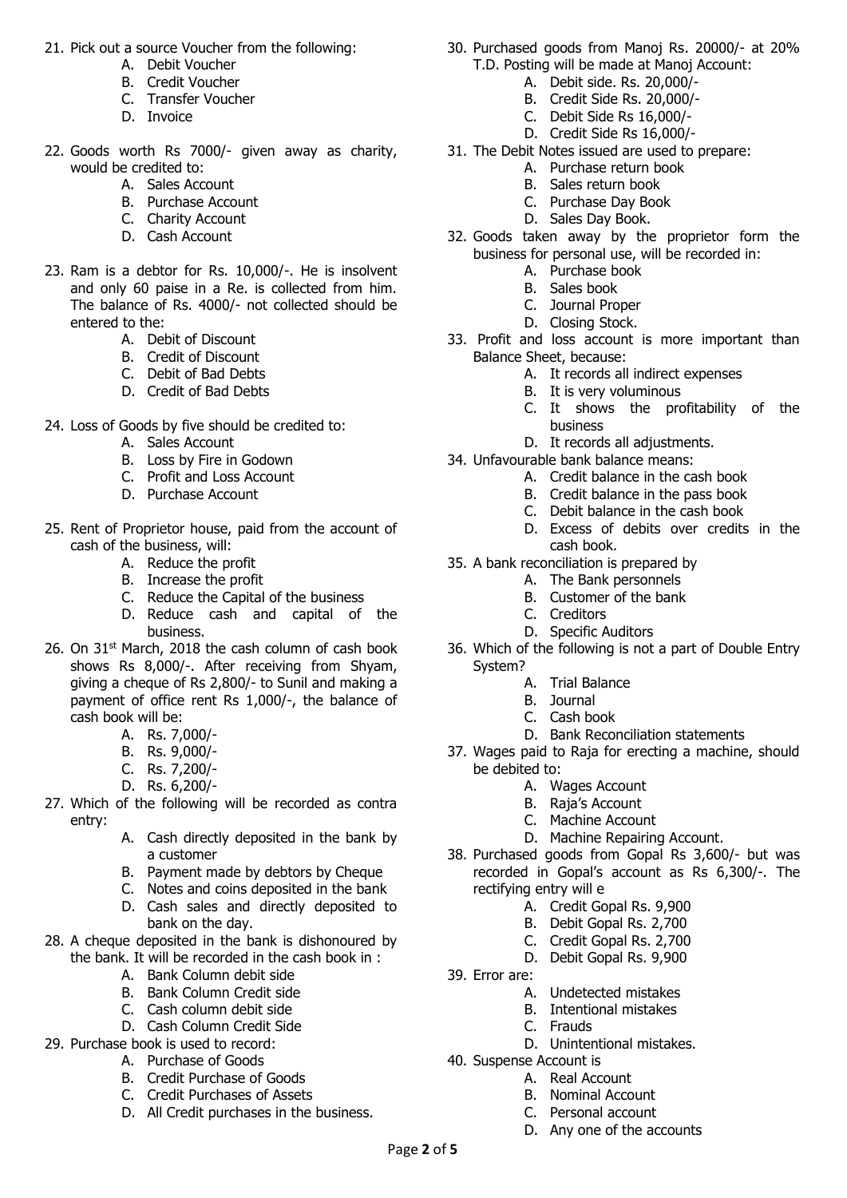21. Pick out a source Voucher from the following:
    A. Debit Voucher
    B. Credit Voucher
    C. Transfer Voucher
    D. Invoice

22. Goods worth Rs 7000/- given away as charity, would be credited to:
    A. Sales Account
    B. Purchase Account
    C. Charity Account
    D. Cash Account

23. Ram is a debtor for Rs. 10,000/-. He is insolvent and only 60 paise in a Re. is collected from him. The balance of Rs. 4000/- not collected should be entered to the:
    A. Debit of Discount
    B. Credit of Discount
    C. Debit of Bad Debts
    D. Credit of Bad Debts

24. Loss of Goods by five should be credited to:
    A. Sales Account
    B. Loss by Fire in Godown
    C. Profit and Loss Account
    D. Purchase Account

25. Rent of Proprietor house, paid from the account of cash of the business, will:
    A. Reduce the profit
    B. Increase the profit
    C. Reduce the Capital of the business
    D. Reduce cash and capital of the business.

26. On 31st March, 2018 the cash column of cash book shows Rs 8,000/-. After receiving from Shyam, giving a cheque of Rs 2,800/- to Sunil and making a payment of office rent Rs 1,000/-, the balance of cash book will be:
    A. Rs. 7,000/-
    B. Rs. 9,000/-
    C. Rs. 7,200/-
    D. Rs. 6,200/-

27. Which of the following will be recorded as contra entry:
    A. Cash directly deposited in the bank by a customer
    B. Payment made by debtors by Cheque
    C. Notes and coins deposited in the bank
    D. Cash sales and directly deposited to bank on the day.

28. A cheque deposited in the bank is dishonoured by the bank. It will be recorded in the cash book in :
    A. Bank Column debit side
    B. Bank Column Credit side
    C. Cash column debit side
    D. Cash Column Credit Side

29. Purchase book is used to record:
    A. Purchase of Goods
    B. Credit Purchase of Goods
    C. Credit Purchases of Assets
    D. All Credit purchases in the business.

30. Purchased goods from Manoj Rs. 20000/- at 20% T.D. Posting will be made at Manoj Account:
    A. Debit side. Rs. 20,000/-
    B. Credit Side Rs. 20,000/-
    C. Debit Side Rs 16,000/-
    D. Credit Side Rs 16,000/-

31. The Debit Notes issued are used to prepare:
    A. Purchase return book
    B. Sales return book
    C. Purchase Day Book
    D. Sales Day Book.

32. Goods taken away by the proprietor form the business for personal use, will be recorded in:
    A. Purchase book
    B. Sales book
    C. Journal Proper
    D. Closing Stock.

33. Profit and loss account is more important than Balance Sheet, because:
    A. It records all indirect expenses
    B. It is very voluminous
    C. It shows the profitability of the business
    D. It records all adjustments.

34. Unfavourable bank balance means:
    A. Credit balance in the cash book
    B. Credit balance in the pass book
    C. Debit balance in the cash book
    D. Excess of debits over credits in the cash book.

35. A bank reconciliation is prepared by
    A. The Bank personnels
    B. Customer of the bank
    C. Creditors
    D. Specific Auditors

36. Which of the following is not a part of Double Entry System?
    A. Trial Balance
    B. Journal
    C. Cash book
    D. Bank Reconciliation statements

37. Wages paid to Raja for erecting a machine, should be debited to:
    A. Wages Account
    B. Raja's Account
    C. Machine Account
    D. Machine Repairing Account.

38. Purchased goods from Gopal Rs 3,600/- but was recorded in Gopal's account as Rs 6,300/-. The rectifying entry will e
    A. Credit Gopal Rs. 9,900
    B. Debit Gopal Rs. 2,700
    C. Credit Gopal Rs. 2,700
    D. Debit Gopal Rs. 9,900

39. Error are:
    A. Undetected mistakes
    B. Intentional mistakes
    C. Frauds
    D. Unintentional mistakes.

40. Suspense Account is
    A. Real Account
    B. Nominal Account
    C. Personal account
    D. Any one of the accounts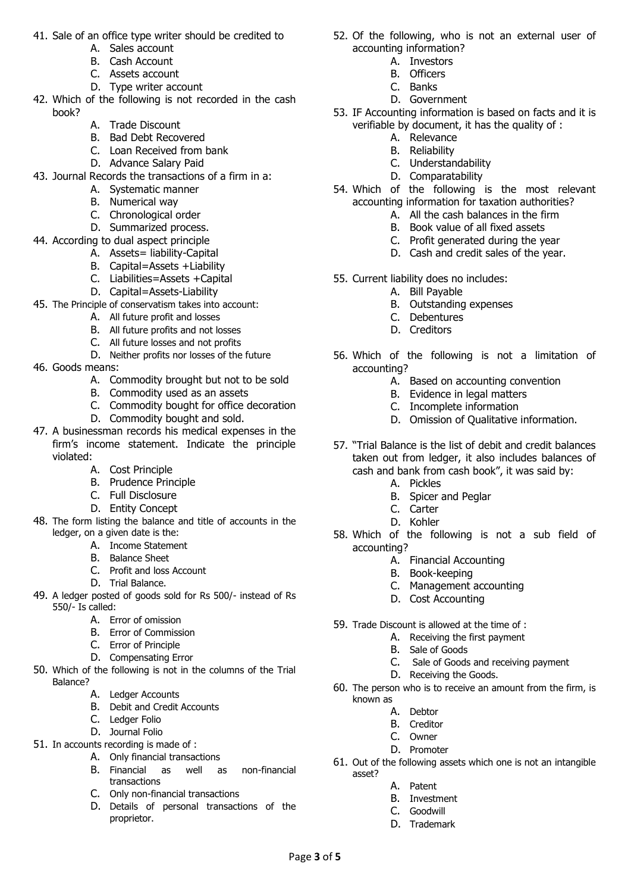41. Sale of an office type writer should be credited to
    - A. Sales account
    - B. Cash Account
    - C. Assets account
    - D. Type writer account
42. Which of the following is not recorded in the cash book?
    - A. Trade Discount
    - B. Bad Debt Recovered
    - C. Loan Received from bank
    - D. Advance Salary Paid
43. Journal Records the transactions of a firm in a:
    - A. Systematic manner
    - B. Numerical way
    - C. Chronological order
    - D. Summarized process.
44. According to dual aspect principle
    - A. Assets= liability-Capital
    - B. Capital=Assets +Liability
    - C. Liabilities=Assets +Capital
    - D. Capital=Assets-Liability
45. The Principle of conservatism takes into account:
    - A. All future profit and losses
    - B. All future profits and not losses
    - C. All future losses and not profits
    - D. Neither profits nor losses of the future
46. Goods means:
    - A. Commodity brought but not to be sold
    - B. Commodity used as an assets
    - C. Commodity bought for office decoration
    - D. Commodity bought and sold.
47. A businessman records his medical expenses in the firm's income statement. Indicate the principle violated:
    - A. Cost Principle
    - B. Prudence Principle
    - C. Full Disclosure
    - D. Entity Concept
48. The form listing the balance and title of accounts in the ledger, on a given date is the:
    - A. Income Statement
    - B. Balance Sheet
    - C. Profit and loss Account
    - D. Trial Balance.
49. A ledger posted of goods sold for Rs 500/- instead of Rs 550/- Is called:
    - A. Error of omission
    - B. Error of Commission
    - C. Error of Principle
    - D. Compensating Error
50. Which of the following is not in the columns of the Trial Balance?
    - A. Ledger Accounts
    - B. Debit and Credit Accounts
    - C. Ledger Folio
    - D. Journal Folio
51. In accounts recording is made of :
    - A. Only financial transactions
    - B. Financial as well as non-financial transactions
    - C. Only non-financial transactions
    - D. Details of personal transactions of the proprietor.
52. Of the following, who is not an external user of accounting information?
    - A. Investors
    - B. Officers
    - C. Banks
    - D. Government
53. IF Accounting information is based on facts and it is verifiable by document, it has the quality of :
    - A. Relevance
    - B. Reliability
    - C. Understandability
    - D. Comparatability
54. Which of the following is the most relevant accounting information for taxation authorities?
    - A. All the cash balances in the firm
    - B. Book value of all fixed assets
    - C. Profit generated during the year
    - D. Cash and credit sales of the year.
55. Current liability does no includes:
    - A. Bill Payable
    - B. Outstanding expenses
    - C. Debentures
    - D. Creditors
56. Which of the following is not a limitation of accounting?
    - A. Based on accounting convention
    - B. Evidence in legal matters
    - C. Incomplete information
    - D. Omission of Qualitative information.
57. "Trial Balance is the list of debit and credit balances taken out from ledger, it also includes balances of cash and bank from cash book", it was said by:
    - A. Pickles
    - B. Spicer and Peglar
    - C. Carter
    - D. Kohler
58. Which of the following is not a sub field of accounting?
    - A. Financial Accounting
    - B. Book-keeping
    - C. Management accounting
    - D. Cost Accounting
59. Trade Discount is allowed at the time of :
    - A. Receiving the first payment
    - B. Sale of Goods
    - C. Sale of Goods and receiving payment
    - D. Receiving the Goods.
60. The person who is to receive an amount from the firm, is known as
    - A. Debtor
    - B. Creditor
    - C. Owner
    - D. Promoter
61. Out of the following assets which one is not an intangible asset?
    - A. Patent
    - B. Investment
    - C. Goodwill
    - D. Trademark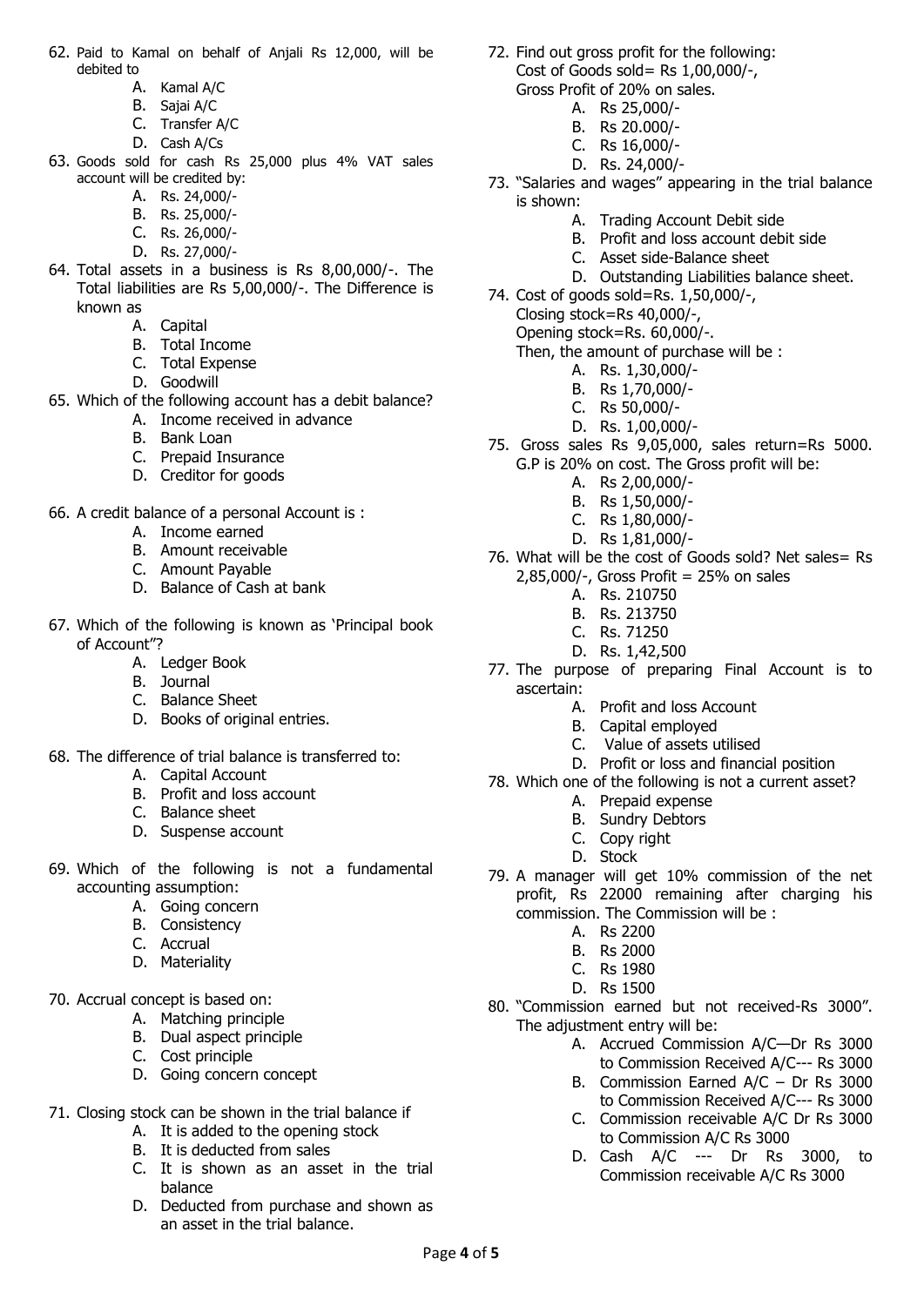62. Paid to Kamal on behalf of Anjali Rs 12,000, will be debited to
    - A. Kamal A/C
    - B. Sajai A/C
    - C. Transfer A/C
    - D. Cash A/Cs
63. Goods sold for cash Rs 25,000 plus 4% VAT sales account will be credited by:
    - A. Rs. 24,000/-
    - B. Rs. 25,000/-
    - C. Rs. 26,000/-
    - D. Rs. 27,000/-
64. Total assets in a business is Rs 8,00,000/-. The Total liabilities are Rs 5,00,000/-. The Difference is known as
    - A. Capital
    - B. Total Income
    - C. Total Expense
    - D. Goodwill
65. Which of the following account has a debit balance?
    - A. Income received in advance
    - B. Bank Loan
    - C. Prepaid Insurance
    - D. Creditor for goods
66. A credit balance of a personal Account is :
    - A. Income earned
    - B. Amount receivable
    - C. Amount Payable
    - D. Balance of Cash at bank
67. Which of the following is known as 'Principal book of Account"?
    - A. Ledger Book
    - B. Journal
    - C. Balance Sheet
    - D. Books of original entries.
68. The difference of trial balance is transferred to:
    - A. Capital Account
    - B. Profit and loss account
    - C. Balance sheet
    - D. Suspense account
69. Which of the following is not a fundamental accounting assumption:
    - A. Going concern
    - B. Consistency
    - C. Accrual
    - D. Materiality
70. Accrual concept is based on:
    - A. Matching principle
    - B. Dual aspect principle
    - C. Cost principle
    - D. Going concern concept
71. Closing stock can be shown in the trial balance if
    - A. It is added to the opening stock
    - B. It is deducted from sales
    - C. It is shown as an asset in the trial balance
    - D. Deducted from purchase and shown as an asset in the trial balance.
72. Find out gross profit for the following:
    Cost of Goods sold= Rs 1,00,000/-,
    Gross Profit of 20% on sales.
    - A. Rs 25,000/-
    - B. Rs 20.000/-
    - C. Rs 16,000/-
    - D. Rs. 24,000/-
73. "Salaries and wages" appearing in the trial balance is shown:
    - A. Trading Account Debit side
    - B. Profit and loss account debit side
    - C. Asset side-Balance sheet
    - D. Outstanding Liabilities balance sheet.
74. Cost of goods sold=Rs. 1,50,000/-,
    Closing stock=Rs 40,000/-,
    Opening stock=Rs. 60,000/-.
    Then, the amount of purchase will be :
    - A. Rs. 1,30,000/-
    - B. Rs 1,70,000/-
    - C. Rs 50,000/-
    - D. Rs. 1,00,000/-
75. Gross sales Rs 9,05,000, sales return=Rs 5000. G.P is 20% on cost. The Gross profit will be:
    - A. Rs 2,00,000/-
    - B. Rs 1,50,000/-
    - C. Rs 1,80,000/-
    - D. Rs 1,81,000/-
76. What will be the cost of Goods sold? Net sales= Rs 2,85,000/-, Gross Profit = 25% on sales
    - A. Rs. 210750
    - B. Rs. 213750
    - C. Rs. 71250
    - D. Rs. 1,42,500
77. The purpose of preparing Final Account is to ascertain:
    - A. Profit and loss Account
    - B. Capital employed
    - C. Value of assets utilised
    - D. Profit or loss and financial position
78. Which one of the following is not a current asset?
    - A. Prepaid expense
    - B. Sundry Debtors
    - C. Copy right
    - D. Stock
79. A manager will get 10% commission of the net profit, Rs 22000 remaining after charging his commission. The Commission will be :
    - A. Rs 2200
    - B. Rs 2000
    - C. Rs 1980
    - D. Rs 1500
80. "Commission earned but not received-Rs 3000". The adjustment entry will be:
    - A. Accrued Commission A/C—Dr Rs 3000 to Commission Received A/C--- Rs 3000
    - B. Commission Earned A/C – Dr Rs 3000 to Commission Received A/C--- Rs 3000
    - C. Commission receivable A/C Dr Rs 3000 to Commission A/C Rs 3000
    - D. Cash A/C --- Dr Rs 3000, to Commission receivable A/C Rs 3000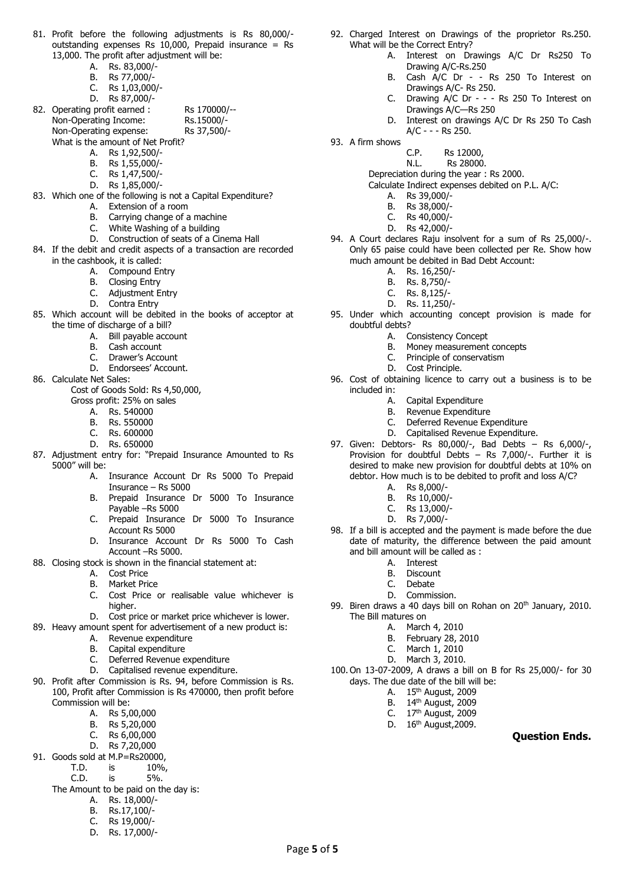81. Profit before the following adjustments is Rs 80,000/- outstanding expenses Rs 10,000, Prepaid insurance = Rs 13,000. The profit after adjustment will be:
    - A. Rs. 83,000/-
    - B. Rs 77,000/-
    - C. Rs 1,03,000/-
    - D. Rs 87,000/-

82. Operating profit earned : Rs 170000/--
    Non-Operating Income: Rs.15000/-
    Non-Operating expense: Rs 37,500/-
    What is the amount of Net Profit?
    - A. Rs 1,92,500/-
    - B. Rs 1,55,000/-
    - C. Rs 1,47,500/-
    - D. Rs 1,85,000/-

83. Which one of the following is not a Capital Expenditure?
    - A. Extension of a room
    - B. Carrying change of a machine
    - C. White Washing of a building
    - D. Construction of seats of a Cinema Hall

84. If the debit and credit aspects of a transaction are recorded in the cashbook, it is called:
    - A. Compound Entry
    - B. Closing Entry
    - C. Adjustment Entry
    - D. Contra Entry

85. Which account will be debited in the books of acceptor at the time of discharge of a bill?
    - A. Bill payable account
    - B. Cash account
    - C. Drawer's Account
    - D. Endorsees' Account.

86. Calculate Net Sales:
    Cost of Goods Sold: Rs 4,50,000,
    Gross profit: 25% on sales
    - A. Rs. 540000
    - B. Rs. 550000
    - C. Rs. 600000
    - D. Rs. 650000

87. Adjustment entry for: "Prepaid Insurance Amounted to Rs 5000" will be:
    - A. Insurance Account Dr Rs 5000 To Prepaid Insurance – Rs 5000
    - B. Prepaid Insurance Dr 5000 To Insurance Payable –Rs 5000
    - C. Prepaid Insurance Dr 5000 To Insurance Account Rs 5000
    - D. Insurance Account Dr Rs 5000 To Cash Account –Rs 5000.

88. Closing stock is shown in the financial statement at:
    - A. Cost Price
    - B. Market Price
    - C. Cost Price or realisable value whichever is higher.
    - D. Cost price or market price whichever is lower.

89. Heavy amount spent for advertisement of a new product is:
    - A. Revenue expenditure
    - B. Capital expenditure
    - C. Deferred Revenue expenditure
    - D. Capitalised revenue expenditure.

90. Profit after Commission is Rs. 94, before Commission is Rs. 100, Profit after Commission is Rs 470000, then profit before Commission will be:
    - A. Rs 5,00,000
    - B. Rs 5,20,000
    - C. Rs 6,00,000
    - D. Rs 7,20,000

91. Goods sold at M.P=Rs20000,
    T.D. is 10%,
    C.D. is 5%.
    The Amount to be paid on the day is:
    - A. Rs. 18,000/-
    - B. Rs.17,100/-
    - C. Rs 19,000/-
    - D. Rs. 17,000/-

92. Charged Interest on Drawings of the proprietor Rs.250. What will be the Correct Entry?
    - A. Interest on Drawings A/C Dr Rs250 To Drawing A/C-Rs.250
    - B. Cash A/C Dr - - Rs 250 To Interest on Drawings A/C- Rs 250.
    - C. Drawing A/C Dr - - - Rs 250 To Interest on Drawings A/C—Rs 250
    - D. Interest on drawings A/C Dr Rs 250 To Cash A/C - - - Rs 250.

93. A firm shows
    C.P. Rs 12000,
    N.L. Rs 28000.
    Depreciation during the year : Rs 2000.
    Calculate Indirect expenses debited on P.L. A/C:
    - A. Rs 39,000/-
    - B. Rs 38,000/-
    - C. Rs 40,000/-
    - D. Rs 42,000/-

94. A Court declares Raju insolvent for a sum of Rs 25,000/-. Only 65 paise could have been collected per Re. Show how much amount be debited in Bad Debt Account:
    - A. Rs. 16,250/-
    - B. Rs. 8,750/-
    - C. Rs. 8,125/-
    - D. Rs. 11,250/-

95. Under which accounting concept provision is made for doubtful debts?
    - A. Consistency Concept
    - B. Money measurement concepts
    - C. Principle of conservatism
    - D. Cost Principle.

96. Cost of obtaining licence to carry out a business is to be included in:
    - A. Capital Expenditure
    - B. Revenue Expenditure
    - C. Deferred Revenue Expenditure
    - D. Capitalised Revenue Expenditure.

97. Given: Debtors- Rs 80,000/-, Bad Debts – Rs 6,000/-, Provision for doubtful Debts – Rs 7,000/-. Further it is desired to make new provision for doubtful debts at 10% on debtor. How much is to be debited to profit and loss A/C?
    - A. Rs 8,000/-
    - B. Rs 10,000/-
    - C. Rs 13,000/-
    - D. Rs 7,000/-

98. If a bill is accepted and the payment is made before the due date of maturity, the difference between the paid amount and bill amount will be called as :
    - A. Interest
    - B. Discount
    - C. Debate
    - D. Commission.

99. Biren draws a 40 days bill on Rohan on 20th January, 2010. The Bill matures on
    - A. March 4, 2010
    - B. February 28, 2010
    - C. March 1, 2010
    - D. March 3, 2010.

100. On 13-07-2009, A draws a bill on B for Rs 25,000/- for 30 days. The due date of the bill will be:
    - A. 15th August, 2009
    - B. 14th August, 2009
    - C. 17th August, 2009
    - D. 16th August,2009.

**Question Ends.**